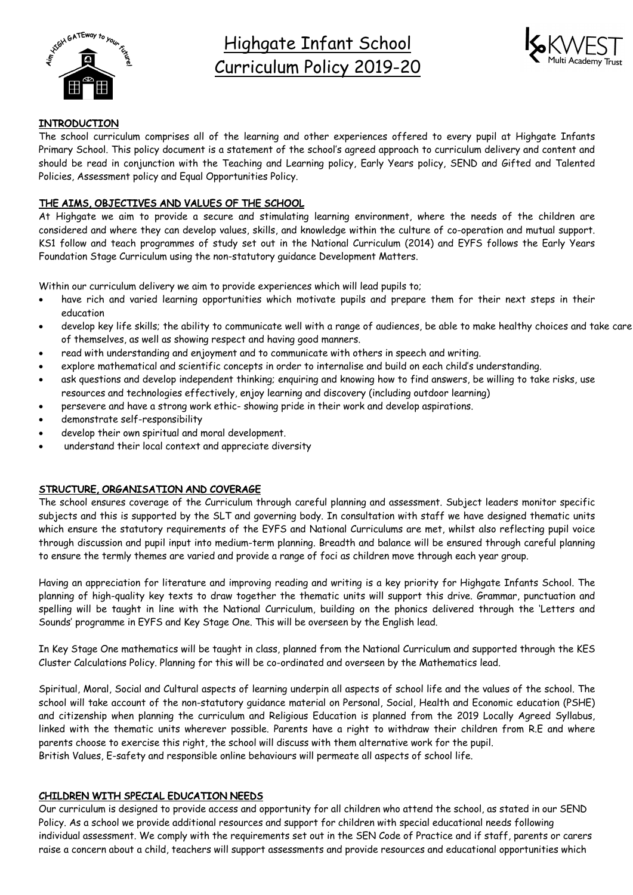# Highgate Infant School
# Curriculum Policy 2019-20

## INTRODUCTION

The school curriculum comprises all of the learning and other experiences offered to every pupil at Highgate Infants Primary School. This policy document is a statement of the school's agreed approach to curriculum delivery and content and should be read in conjunction with the Teaching and Learning policy, Early Years policy, SEND and Gifted and Talented Policies, Assessment policy and Equal Opportunities Policy.

## THE AIMS, OBJECTIVES AND VALUES OF THE SCHOOL

At Highgate we aim to provide a secure and stimulating learning environment, where the needs of the children are considered and where they can develop values, skills, and knowledge within the culture of co-operation and mutual support. KS1 follow and teach programmes of study set out in the National Curriculum (2014) and EYFS follows the Early Years Foundation Stage Curriculum using the non-statutory guidance Development Matters.

Within our curriculum delivery we aim to provide experiences which will lead pupils to;

- have rich and varied learning opportunities which motivate pupils and prepare them for their next steps in their education
- develop key life skills; the ability to communicate well with a range of audiences, be able to make healthy choices and take care of themselves, as well as showing respect and having good manners.
- read with understanding and enjoyment and to communicate with others in speech and writing.
- explore mathematical and scientific concepts in order to internalise and build on each child's understanding.
- ask questions and develop independent thinking; enquiring and knowing how to find answers, be willing to take risks, use resources and technologies effectively, enjoy learning and discovery (including outdoor learning)
- persevere and have a strong work ethic- showing pride in their work and develop aspirations.
- demonstrate self-responsibility
- develop their own spiritual and moral development.
- understand their local context and appreciate diversity

## STRUCTURE, ORGANISATION AND COVERAGE

The school ensures coverage of the Curriculum through careful planning and assessment. Subject leaders monitor specific subjects and this is supported by the SLT and governing body. In consultation with staff we have designed thematic units which ensure the statutory requirements of the EYFS and National Curriculums are met, whilst also reflecting pupil voice through discussion and pupil input into medium-term planning. Breadth and balance will be ensured through careful planning to ensure the termly themes are varied and provide a range of foci as children move through each year group.

Having an appreciation for literature and improving reading and writing is a key priority for Highgate Infants School. The planning of high-quality key texts to draw together the thematic units will support this drive. Grammar, punctuation and spelling will be taught in line with the National Curriculum, building on the phonics delivered through the 'Letters and Sounds' programme in EYFS and Key Stage One. This will be overseen by the English lead.

In Key Stage One mathematics will be taught in class, planned from the National Curriculum and supported through the KES Cluster Calculations Policy. Planning for this will be co-ordinated and overseen by the Mathematics lead.

Spiritual, Moral, Social and Cultural aspects of learning underpin all aspects of school life and the values of the school. The school will take account of the non-statutory guidance material on Personal, Social, Health and Economic education (PSHE) and citizenship when planning the curriculum and Religious Education is planned from the 2019 Locally Agreed Syllabus, linked with the thematic units wherever possible. Parents have a right to withdraw their children from R.E and where parents choose to exercise this right, the school will discuss with them alternative work for the pupil.
British Values, E-safety and responsible online behaviours will permeate all aspects of school life.

## CHILDREN WITH SPECIAL EDUCATION NEEDS

Our curriculum is designed to provide access and opportunity for all children who attend the school, as stated in our SEND Policy. As a school we provide additional resources and support for children with special educational needs following individual assessment. We comply with the requirements set out in the SEN Code of Practice and if staff, parents or carers raise a concern about a child, teachers will support assessments and provide resources and educational opportunities which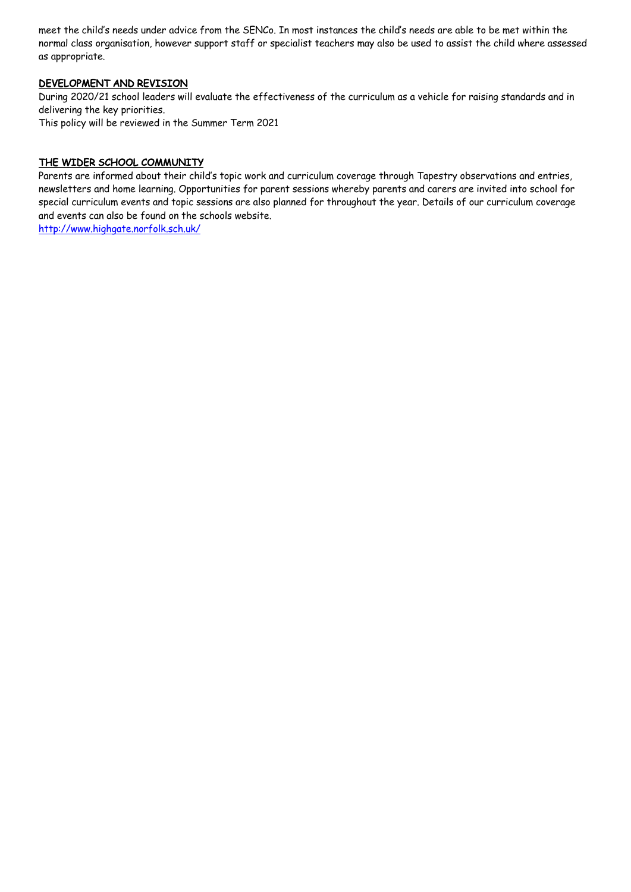meet the child's needs under advice from the SENCo. In most instances the child's needs are able to be met within the normal class organisation, however support staff or specialist teachers may also be used to assist the child where assessed as appropriate.

## DEVELOPMENT AND REVISION

During 2020/21 school leaders will evaluate the effectiveness of the curriculum as a vehicle for raising standards and in delivering the key priorities.

This policy will be reviewed in the Summer Term 2021

## THE WIDER SCHOOL COMMUNITY

Parents are informed about their child's topic work and curriculum coverage through Tapestry observations and entries, newsletters and home learning. Opportunities for parent sessions whereby parents and carers are invited into school for special curriculum events and topic sessions are also planned for throughout the year. Details of our curriculum coverage and events can also be found on the schools website.

http://www.highgate.norfolk.sch.uk/